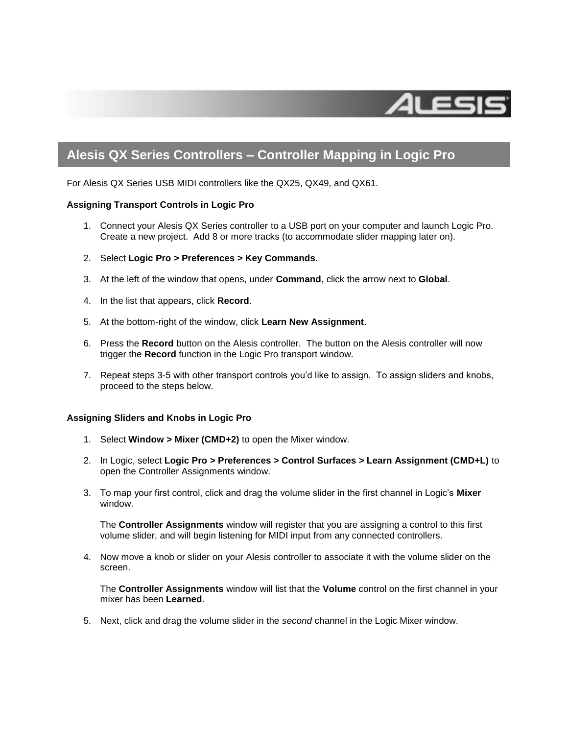# Alesis QX Series Controllers – Controller Mapping in Logic Pro

For Alesis QX Series USB MIDI controllers like the QX25, QX49, and QX61.

**Assigning Transport Controls in Logic Pro**

1. Connect your Alesis QX Series controller to a USB port on your computer and launch Logic Pro. Create a new project. Add 8 or more tracks (to accommodate slider mapping later on).

2. Select **Logic Pro > Preferences > Key Commands**.

3. At the left of the window that opens, under **Command**, click the arrow next to **Global**.

4. In the list that appears, click **Record**.

5. At the bottom-right of the window, click **Learn New Assignment**.

6. Press the **Record** button on the Alesis controller. The button on the Alesis controller will now trigger the **Record** function in the Logic Pro transport window.

7. Repeat steps 3-5 with other transport controls you'd like to assign. To assign sliders and knobs, proceed to the steps below.

**Assigning Sliders and Knobs in Logic Pro**

1. Select **Window > Mixer (CMD+2)** to open the Mixer window.

2. In Logic, select **Logic Pro > Preferences > Control Surfaces > Learn Assignment (CMD+L)** to open the Controller Assignments window.

3. To map your first control, click and drag the volume slider in the first channel in Logic's **Mixer** window.

   The **Controller Assignments** window will register that you are assigning a control to this first volume slider, and will begin listening for MIDI input from any connected controllers.

4. Now move a knob or slider on your Alesis controller to associate it with the volume slider on the screen.

   The **Controller Assignments** window will list that the **Volume** control on the first channel in your mixer has been **Learned**.

5. Next, click and drag the volume slider in the *second* channel in the Logic Mixer window.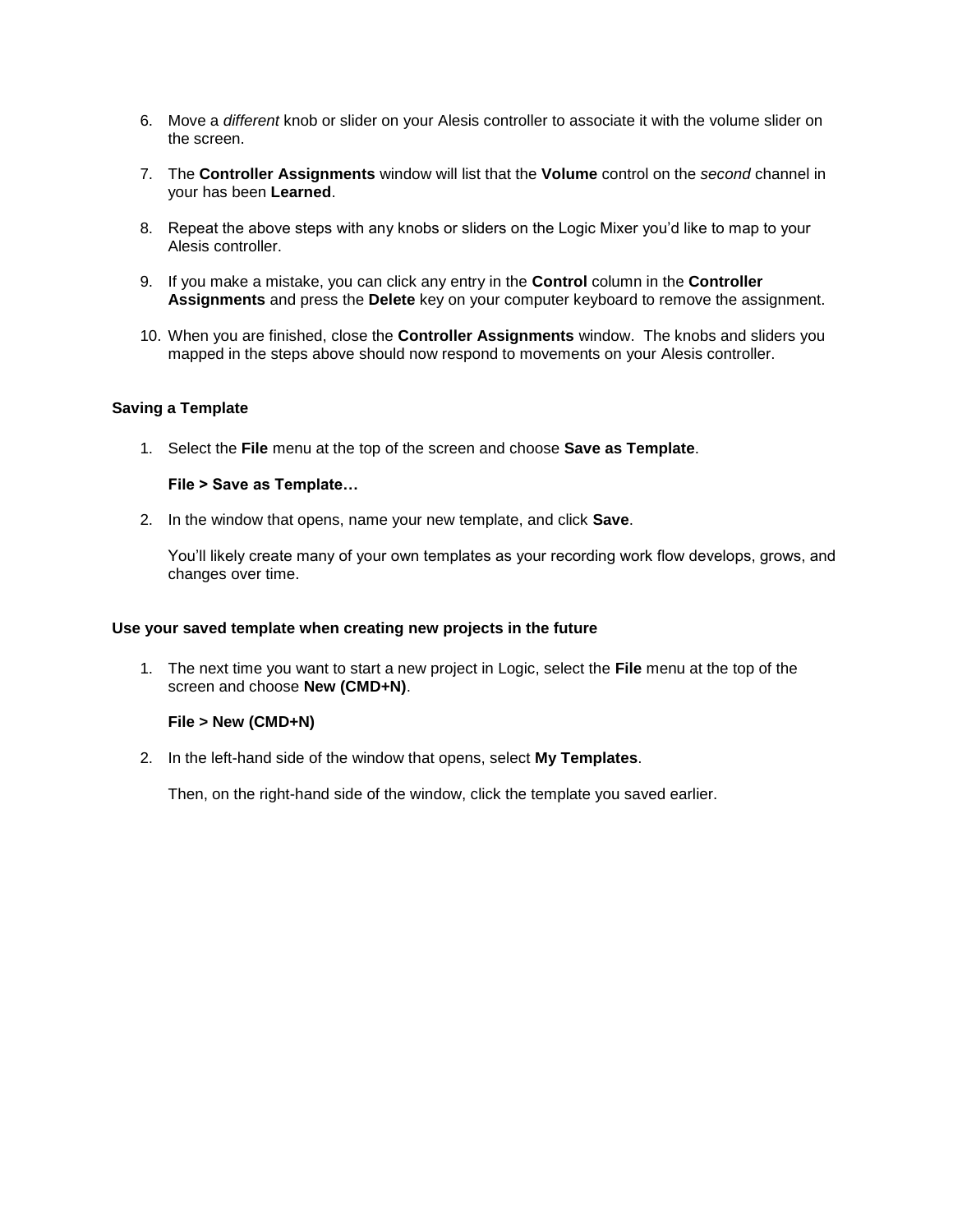6. Move a *different* knob or slider on your Alesis controller to associate it with the volume slider on the screen.

7. The **Controller Assignments** window will list that the **Volume** control on the *second* channel in your has been **Learned**.

8. Repeat the above steps with any knobs or sliders on the Logic Mixer you'd like to map to your Alesis controller.

9. If you make a mistake, you can click any entry in the **Control** column in the **Controller Assignments** and press the **Delete** key on your computer keyboard to remove the assignment.

10. When you are finished, close the **Controller Assignments** window. The knobs and sliders you mapped in the steps above should now respond to movements on your Alesis controller.

### Saving a Template

1. Select the **File** menu at the top of the screen and choose **Save as Template**.

   **File > Save as Template…**

2. In the window that opens, name your new template, and click **Save**.

   You'll likely create many of your own templates as your recording work flow develops, grows, and changes over time.

### Use your saved template when creating new projects in the future

1. The next time you want to start a new project in Logic, select the **File** menu at the top of the screen and choose **New (CMD+N)**.

   **File > New (CMD+N)**

2. In the left-hand side of the window that opens, select **My Templates**.

   Then, on the right-hand side of the window, click the template you saved earlier.